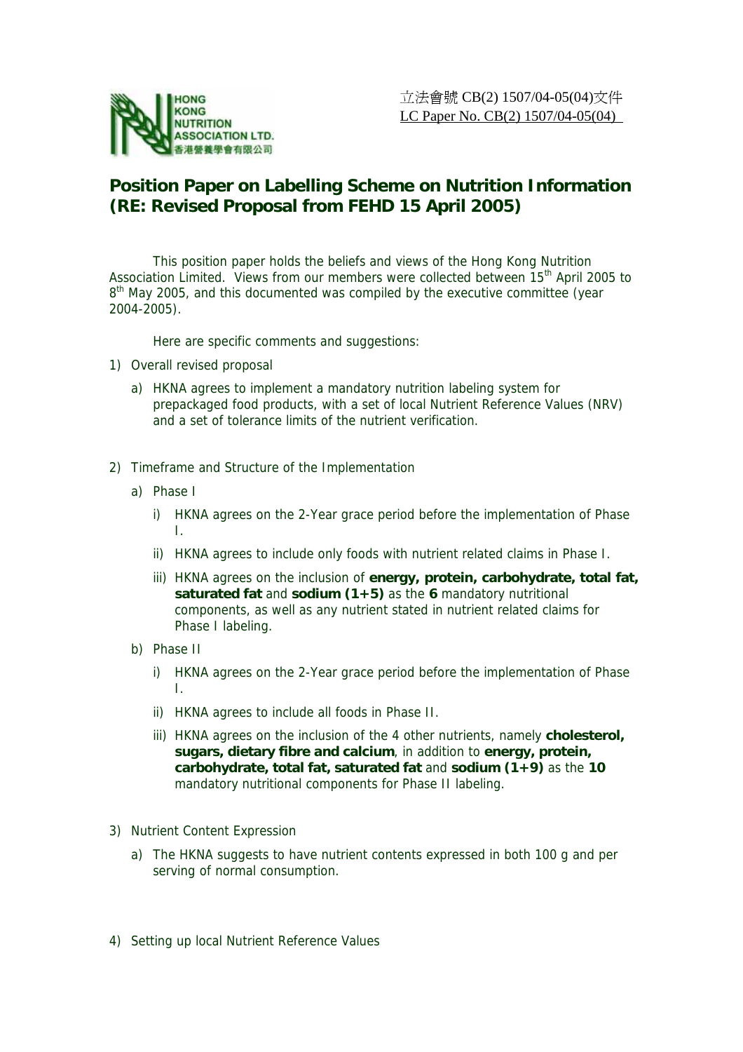HONG KONG NUTRITION ASSOCIATION LTD.
香港營養學會有限公司

立法會號 CB(2) 1507/04-05(04)文件
LC Paper No. CB(2) 1507/04-05(04)

# Position Paper on Labelling Scheme on Nutrition Information (RE: Revised Proposal from FEHD 15 April 2005)

This position paper holds the beliefs and views of the Hong Kong Nutrition Association Limited. Views from our members were collected between 15th April 2005 to 8th May 2005, and this documented was compiled by the executive committee (year 2004-2005).

Here are specific comments and suggestions:

1) Overall revised proposal
   a) HKNA agrees to implement a mandatory nutrition labeling system for prepackaged food products, with a set of local Nutrient Reference Values (NRV) and a set of tolerance limits of the nutrient verification.

2) Timeframe and Structure of the Implementation
   a) Phase I
      i) HKNA agrees on the 2-Year grace period before the implementation of Phase I.
      ii) HKNA agrees to include only foods with nutrient related claims in Phase I.
      iii) HKNA agrees on the inclusion of **energy, protein, carbohydrate, total fat, saturated fat** and **sodium (1+5)** as the **6** mandatory nutritional components, as well as any nutrient stated in nutrient related claims for Phase I labeling.
   b) Phase II
      i) HKNA agrees on the 2-Year grace period before the implementation of Phase I.
      ii) HKNA agrees to include all foods in Phase II.
      iii) HKNA agrees on the inclusion of the 4 other nutrients, namely **cholesterol, sugars, dietary fibre and calcium**, in addition to **energy, protein, carbohydrate, total fat, saturated fat** and **sodium (1+9)** as the **10** mandatory nutritional components for Phase II labeling.

3) Nutrient Content Expression
   a) The HKNA suggests to have nutrient contents expressed in both 100 g and per serving of normal consumption.

4) Setting up local Nutrient Reference Values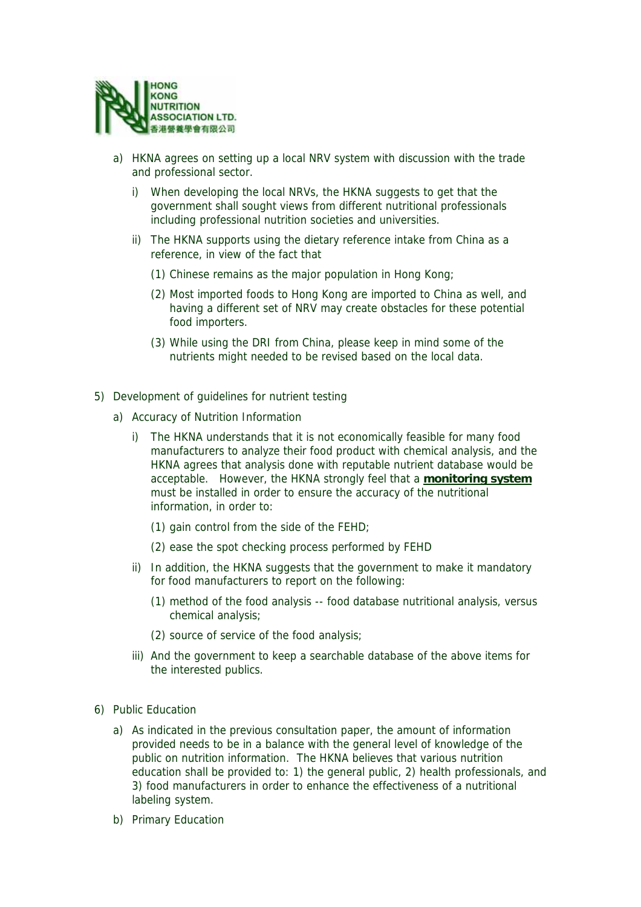a) HKNA agrees on setting up a local NRV system with discussion with the trade and professional sector.

   i) When developing the local NRVs, the HKNA suggests to get that the government shall sought views from different nutritional professionals including professional nutrition societies and universities.

   ii) The HKNA supports using the dietary reference intake from China as a reference, in view of the fact that

      (1) Chinese remains as the major population in Hong Kong;

      (2) Most imported foods to Hong Kong are imported to China as well, and having a different set of NRV may create obstacles for these potential food importers.

      (3) While using the DRI from China, please keep in mind some of the nutrients might needed to be revised based on the local data.

5) Development of guidelines for nutrient testing

   a) Accuracy of Nutrition Information

      i) The HKNA understands that it is not economically feasible for many food manufacturers to analyze their food product with chemical analysis, and the HKNA agrees that analysis done with reputable nutrient database would be acceptable. However, the HKNA strongly feel that a **monitoring system** must be installed in order to ensure the accuracy of the nutritional information, in order to:

         (1) gain control from the side of the FEHD;

         (2) ease the spot checking process performed by FEHD

      ii) In addition, the HKNA suggests that the government to make it mandatory for food manufacturers to report on the following:

         (1) method of the food analysis -- food database nutritional analysis, versus chemical analysis;

         (2) source of service of the food analysis;

      iii) And the government to keep a searchable database of the above items for the interested publics.

6) Public Education

   a) As indicated in the previous consultation paper, the amount of information provided needs to be in a balance with the general level of knowledge of the public on nutrition information. The HKNA believes that various nutrition education shall be provided to: 1) the general public, 2) health professionals, and 3) food manufacturers in order to enhance the effectiveness of a nutritional labeling system.

   b) Primary Education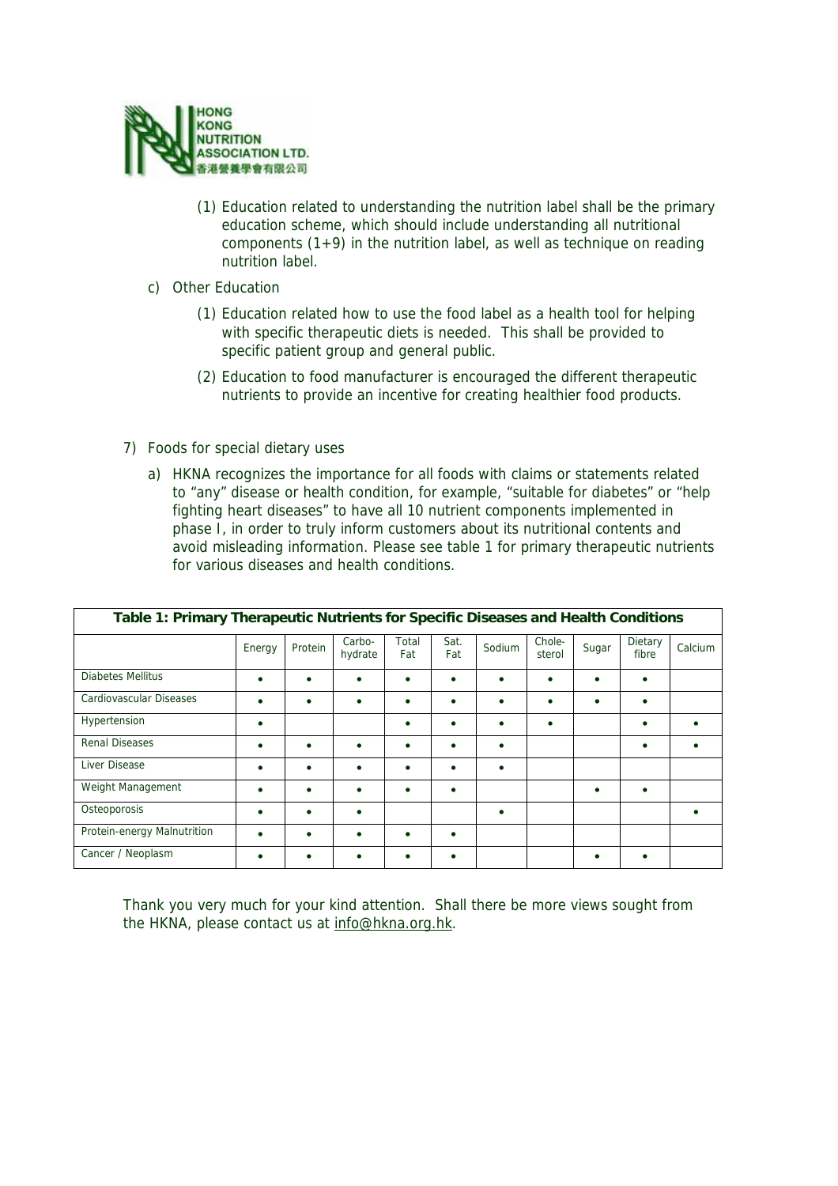(1) Education related to understanding the nutrition label shall be the primary education scheme, which should include understanding all nutritional components (1+9) in the nutrition label, as well as technique on reading nutrition label.

c) Other Education

(1) Education related how to use the food label as a health tool for helping with specific therapeutic diets is needed. This shall be provided to specific patient group and general public.

(2) Education to food manufacturer is encouraged the different therapeutic nutrients to provide an incentive for creating healthier food products.

7) Foods for special dietary uses

a) HKNA recognizes the importance for all foods with claims or statements related to "any" disease or health condition, for example, "suitable for diabetes" or "help fighting heart diseases" to have all 10 nutrient components implemented in phase I, in order to truly inform customers about its nutritional contents and avoid misleading information. Please see table 1 for primary therapeutic nutrients for various diseases and health conditions.

**Table 1: Primary Therapeutic Nutrients for Specific Diseases and Health Conditions**

| | Energy | Protein | Carbo-hydrate | Total Fat | Sat. Fat | Sodium | Chole-sterol | Sugar | Dietary fibre | Calcium |
|---|---|---|---|---|---|---|---|---|---|---|
| Diabetes Mellitus | • | • | • | • | • | • | • | • | • | |
| Cardiovascular Diseases | • | • | • | • | • | • | • | • | • | |
| Hypertension | • | | | • | • | • | • | | • | • |
| Renal Diseases | • | • | • | • | • | • | | | • | • |
| Liver Disease | • | • | • | • | • | • | | | | |
| Weight Management | • | • | • | • | • | | | • | • | |
| Osteoporosis | • | • | • | | | • | | | | • |
| Protein-energy Malnutrition | • | • | • | • | • | | | | | |
| Cancer / Neoplasm | • | • | • | • | • | | | • | • | |

Thank you very much for your kind attention. Shall there be more views sought from the HKNA, please contact us at info@hkna.org.hk.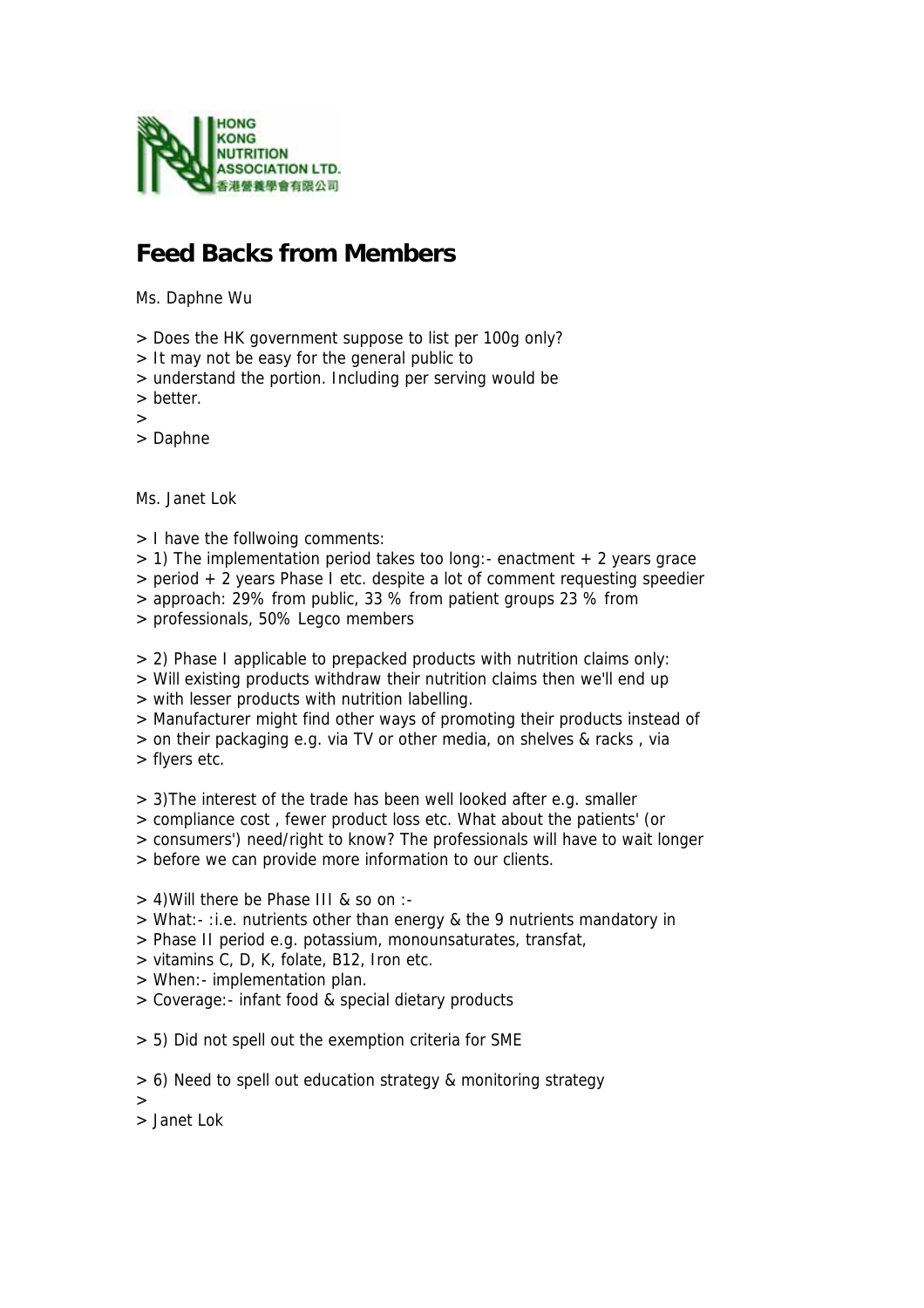HONG KONG NUTRITION ASSOCIATION LTD.
香港營養學會有限公司

# Feed Backs from Members

Ms. Daphne Wu

> Does the HK government suppose to list per 100g only?
> It may not be easy for the general public to
> understand the portion. Including per serving would be
> better.
>
> Daphne

Ms. Janet Lok

> I have the follwoing comments:
> 1) The implementation period takes too long:- enactment + 2 years grace
> period + 2 years Phase I etc. despite a lot of comment requesting speedier
> approach: 29% from public, 33 % from patient groups 23 % from
> professionals, 50% Legco members

> 2) Phase I applicable to prepacked products with nutrition claims only:
> Will existing products withdraw their nutrition claims then we'll end up
> with lesser products with nutrition labelling.
> Manufacturer might find other ways of promoting their products instead of
> on their packaging e.g. via TV or other media, on shelves & racks , via
> flyers etc.

> 3)The interest of the trade has been well looked after e.g. smaller
> compliance cost , fewer product loss etc. What about the patients' (or
> consumers') need/right to know? The professionals will have to wait longer
> before we can provide more information to our clients.

> 4)Will there be Phase III & so on :-
> What:- :i.e. nutrients other than energy & the 9 nutrients mandatory in
> Phase II period e.g. potassium, monounsaturates, transfat,
> vitamins C, D, K, folate, B12, Iron etc.
> When:- implementation plan.
> Coverage:- infant food & special dietary products

> 5) Did not spell out the exemption criteria for SME

> 6) Need to spell out education strategy & monitoring strategy
>
> Janet Lok